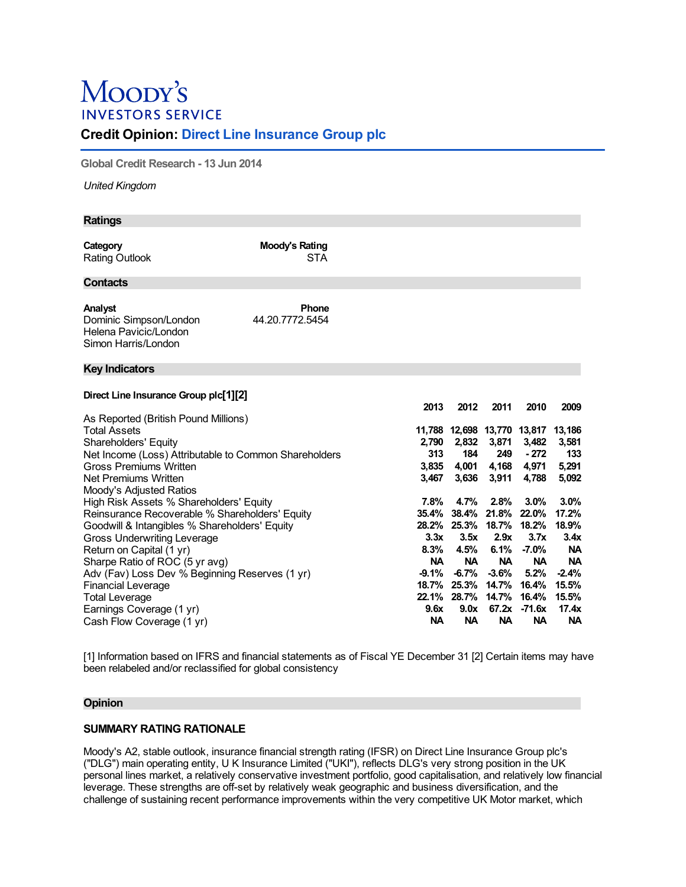# Credit Opinion: Direct Line Insurance Group plc

Global Credit Research - 13 Jun 2014

*United Kingdom*

## Ratings

| Category | Moody's Rating |
|---|---|
| Rating Outlook | STA |

## Contacts

| Analyst | Phone |
|---|---|
| Dominic Simpson/London | 44.20.7772.5454 |
| Helena Pavicic/London | |
| Simon Harris/London | |

## Key Indicators

**Direct Line Insurance Group plc[1][2]**

| | 2013 | 2012 | 2011 | 2010 | 2009 |
|---|---|---|---|---|---|
| As Reported (British Pound Millions) | | | | | |
| Total Assets | 11,788 | 12,698 | 13,770 | 13,817 | 13,186 |
| Shareholders' Equity | 2,790 | 2,832 | 3,871 | 3,482 | 3,581 |
| Net Income (Loss) Attributable to Common Shareholders | 313 | 184 | 249 | - 272 | 133 |
| Gross Premiums Written | 3,835 | 4,001 | 4,168 | 4,971 | 5,291 |
| Net Premiums Written | 3,467 | 3,636 | 3,911 | 4,788 | 5,092 |
| Moody's Adjusted Ratios | | | | | |
| High Risk Assets % Shareholders' Equity | 7.8% | 4.7% | 2.8% | 3.0% | 3.0% |
| Reinsurance Recoverable % Shareholders' Equity | 35.4% | 38.4% | 21.8% | 22.0% | 17.2% |
| Goodwill & Intangibles % Shareholders' Equity | 28.2% | 25.3% | 18.7% | 18.2% | 18.9% |
| Gross Underwriting Leverage | 3.3x | 3.5x | 2.9x | 3.7x | 3.4x |
| Return on Capital (1 yr) | 8.3% | 4.5% | 6.1% | -7.0% | NA |
| Sharpe Ratio of ROC (5 yr avg) | NA | NA | NA | NA | NA |
| Adv (Fav) Loss Dev % Beginning Reserves (1 yr) | -9.1% | -6.7% | -3.6% | 5.2% | -2.4% |
| Financial Leverage | 18.7% | 25.3% | 14.7% | 16.4% | 15.5% |
| Total Leverage | 22.1% | 28.7% | 14.7% | 16.4% | 15.5% |
| Earnings Coverage (1 yr) | 9.6x | 9.0x | 67.2x | -71.6x | 17.4x |
| Cash Flow Coverage (1 yr) | NA | NA | NA | NA | NA |

[1] Information based on IFRS and financial statements as of Fiscal YE December 31 [2] Certain items may have been relabeled and/or reclassified for global consistency

## Opinion

### SUMMARY RATING RATIONALE

Moody's A2, stable outlook, insurance financial strength rating (IFSR) on Direct Line Insurance Group plc's ("DLG") main operating entity, U K Insurance Limited ("UKI"), reflects DLG's very strong position in the UK personal lines market, a relatively conservative investment portfolio, good capitalisation, and relatively low financial leverage. These strengths are off-set by relatively weak geographic and business diversification, and the challenge of sustaining recent performance improvements within the very competitive UK Motor market, which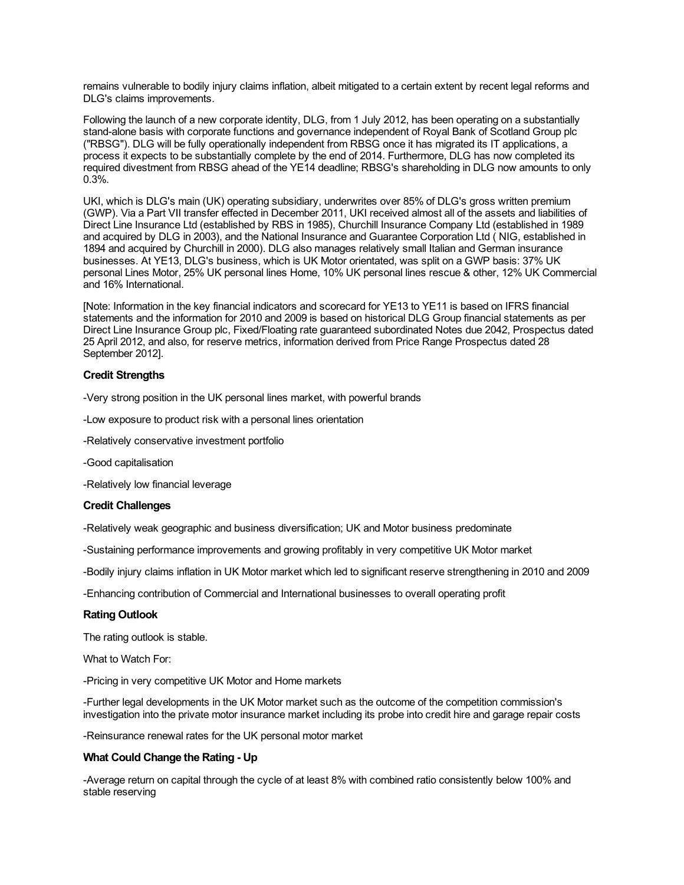remains vulnerable to bodily injury claims inflation, albeit mitigated to a certain extent by recent legal reforms and DLG's claims improvements.

Following the launch of a new corporate identity, DLG, from 1 July 2012, has been operating on a substantially stand-alone basis with corporate functions and governance independent of Royal Bank of Scotland Group plc ("RBSG"). DLG will be fully operationally independent from RBSG once it has migrated its IT applications, a process it expects to be substantially complete by the end of 2014. Furthermore, DLG has now completed its required divestment from RBSG ahead of the YE14 deadline; RBSG's shareholding in DLG now amounts to only 0.3%.

UKI, which is DLG's main (UK) operating subsidiary, underwrites over 85% of DLG's gross written premium (GWP). Via a Part VII transfer effected in December 2011, UKI received almost all of the assets and liabilities of Direct Line Insurance Ltd (established by RBS in 1985), Churchill Insurance Company Ltd (established in 1989 and acquired by DLG in 2003), and the National Insurance and Guarantee Corporation Ltd ( NIG, established in 1894 and acquired by Churchill in 2000). DLG also manages relatively small Italian and German insurance businesses. At YE13, DLG's business, which is UK Motor orientated, was split on a GWP basis: 37% UK personal Lines Motor, 25% UK personal lines Home, 10% UK personal lines rescue & other, 12% UK Commercial and 16% International.

[Note: Information in the key financial indicators and scorecard for YE13 to YE11 is based on IFRS financial statements and the information for 2010 and 2009 is based on historical DLG Group financial statements as per Direct Line Insurance Group plc, Fixed/Floating rate guaranteed subordinated Notes due 2042, Prospectus dated 25 April 2012, and also, for reserve metrics, information derived from Price Range Prospectus dated 28 September 2012].

**Credit Strengths**

-Very strong position in the UK personal lines market, with powerful brands

-Low exposure to product risk with a personal lines orientation

-Relatively conservative investment portfolio

-Good capitalisation

-Relatively low financial leverage

**Credit Challenges**

-Relatively weak geographic and business diversification; UK and Motor business predominate

-Sustaining performance improvements and growing profitably in very competitive UK Motor market

-Bodily injury claims inflation in UK Motor market which led to significant reserve strengthening in 2010 and 2009

-Enhancing contribution of Commercial and International businesses to overall operating profit

**Rating Outlook**

The rating outlook is stable.

What to Watch For:

-Pricing in very competitive UK Motor and Home markets

-Further legal developments in the UK Motor market such as the outcome of the competition commission's investigation into the private motor insurance market including its probe into credit hire and garage repair costs

-Reinsurance renewal rates for the UK personal motor market

**What Could Change the Rating - Up**

-Average return on capital through the cycle of at least 8% with combined ratio consistently below 100% and stable reserving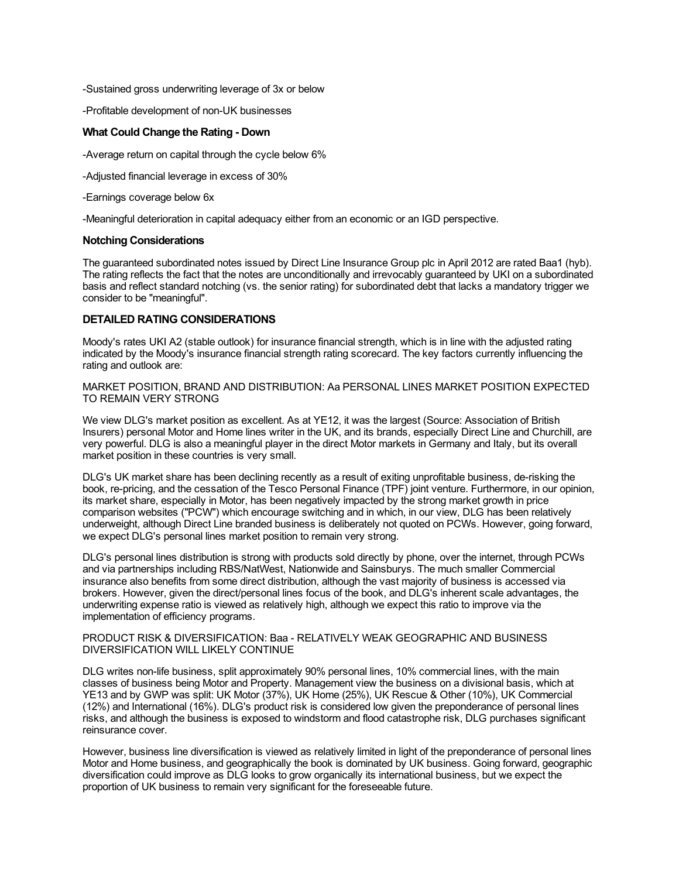-Sustained gross underwriting leverage of 3x or below

-Profitable development of non-UK businesses

### What Could Change the Rating - Down

-Average return on capital through the cycle below 6%

-Adjusted financial leverage in excess of 30%

-Earnings coverage below 6x

-Meaningful deterioration in capital adequacy either from an economic or an IGD perspective.

### Notching Considerations

The guaranteed subordinated notes issued by Direct Line Insurance Group plc in April 2012 are rated Baa1 (hyb). The rating reflects the fact that the notes are unconditionally and irrevocably guaranteed by UKI on a subordinated basis and reflect standard notching (vs. the senior rating) for subordinated debt that lacks a mandatory trigger we consider to be "meaningful".

## DETAILED RATING CONSIDERATIONS

Moody's rates UKI A2 (stable outlook) for insurance financial strength, which is in line with the adjusted rating indicated by the Moody's insurance financial strength rating scorecard. The key factors currently influencing the rating and outlook are:

MARKET POSITION, BRAND AND DISTRIBUTION: Aa PERSONAL LINES MARKET POSITION EXPECTED TO REMAIN VERY STRONG

We view DLG's market position as excellent. As at YE12, it was the largest (Source: Association of British Insurers) personal Motor and Home lines writer in the UK, and its brands, especially Direct Line and Churchill, are very powerful. DLG is also a meaningful player in the direct Motor markets in Germany and Italy, but its overall market position in these countries is very small.

DLG's UK market share has been declining recently as a result of exiting unprofitable business, de-risking the book, re-pricing, and the cessation of the Tesco Personal Finance (TPF) joint venture. Furthermore, in our opinion, its market share, especially in Motor, has been negatively impacted by the strong market growth in price comparison websites ("PCW") which encourage switching and in which, in our view, DLG has been relatively underweight, although Direct Line branded business is deliberately not quoted on PCWs. However, going forward, we expect DLG's personal lines market position to remain very strong.

DLG's personal lines distribution is strong with products sold directly by phone, over the internet, through PCWs and via partnerships including RBS/NatWest, Nationwide and Sainsburys. The much smaller Commercial insurance also benefits from some direct distribution, although the vast majority of business is accessed via brokers. However, given the direct/personal lines focus of the book, and DLG's inherent scale advantages, the underwriting expense ratio is viewed as relatively high, although we expect this ratio to improve via the implementation of efficiency programs.

PRODUCT RISK & DIVERSIFICATION: Baa - RELATIVELY WEAK GEOGRAPHIC AND BUSINESS DIVERSIFICATION WILL LIKELY CONTINUE

DLG writes non-life business, split approximately 90% personal lines, 10% commercial lines, with the main classes of business being Motor and Property. Management view the business on a divisional basis, which at YE13 and by GWP was split: UK Motor (37%), UK Home (25%), UK Rescue & Other (10%), UK Commercial (12%) and International (16%). DLG's product risk is considered low given the preponderance of personal lines risks, and although the business is exposed to windstorm and flood catastrophe risk, DLG purchases significant reinsurance cover.

However, business line diversification is viewed as relatively limited in light of the preponderance of personal lines Motor and Home business, and geographically the book is dominated by UK business. Going forward, geographic diversification could improve as DLG looks to grow organically its international business, but we expect the proportion of UK business to remain very significant for the foreseeable future.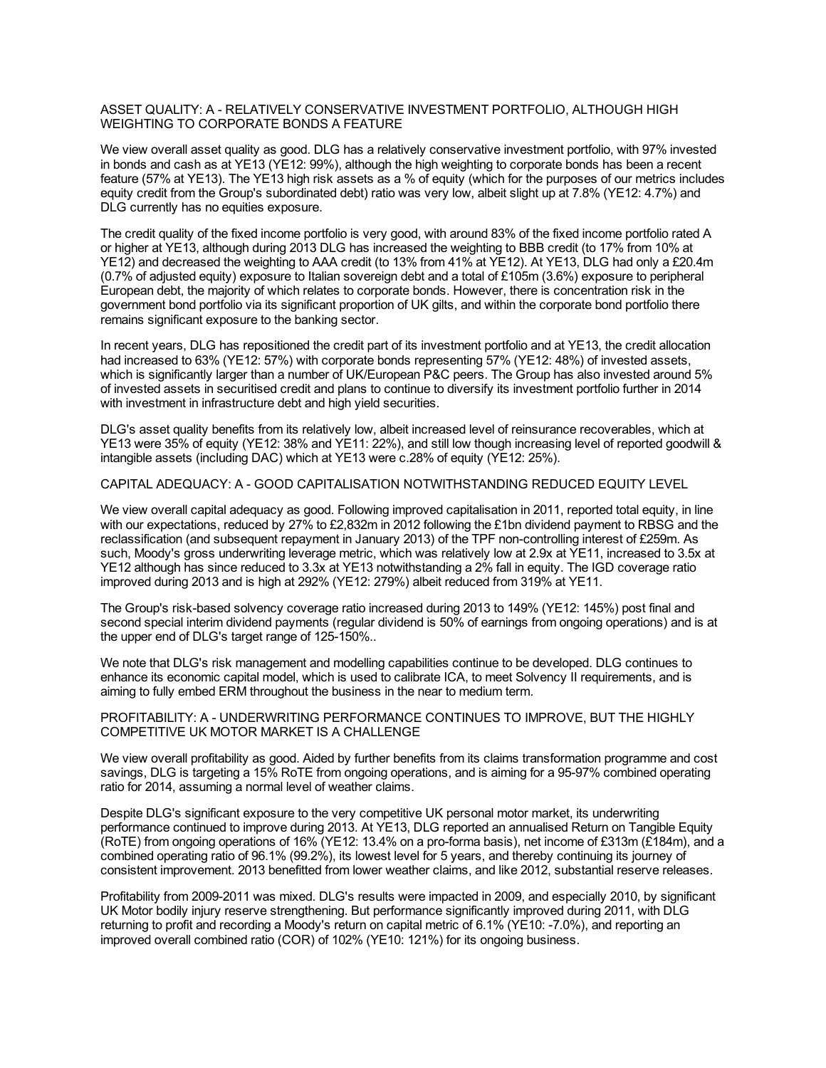## ASSET QUALITY: A - RELATIVELY CONSERVATIVE INVESTMENT PORTFOLIO, ALTHOUGH HIGH WEIGHTING TO CORPORATE BONDS A FEATURE

We view overall asset quality as good. DLG has a relatively conservative investment portfolio, with 97% invested in bonds and cash as at YE13 (YE12: 99%), although the high weighting to corporate bonds has been a recent feature (57% at YE13). The YE13 high risk assets as a % of equity (which for the purposes of our metrics includes equity credit from the Group's subordinated debt) ratio was very low, albeit slight up at 7.8% (YE12: 4.7%) and DLG currently has no equities exposure.

The credit quality of the fixed income portfolio is very good, with around 83% of the fixed income portfolio rated A or higher at YE13, although during 2013 DLG has increased the weighting to BBB credit (to 17% from 10% at YE12) and decreased the weighting to AAA credit (to 13% from 41% at YE12). At YE13, DLG had only a £20.4m (0.7% of adjusted equity) exposure to Italian sovereign debt and a total of £105m (3.6%) exposure to peripheral European debt, the majority of which relates to corporate bonds. However, there is concentration risk in the government bond portfolio via its significant proportion of UK gilts, and within the corporate bond portfolio there remains significant exposure to the banking sector.

In recent years, DLG has repositioned the credit part of its investment portfolio and at YE13, the credit allocation had increased to 63% (YE12: 57%) with corporate bonds representing 57% (YE12: 48%) of invested assets, which is significantly larger than a number of UK/European P&C peers. The Group has also invested around 5% of invested assets in securitised credit and plans to continue to diversify its investment portfolio further in 2014 with investment in infrastructure debt and high yield securities.

DLG's asset quality benefits from its relatively low, albeit increased level of reinsurance recoverables, which at YE13 were 35% of equity (YE12: 38% and YE11: 22%), and still low though increasing level of reported goodwill & intangible assets (including DAC) which at YE13 were c.28% of equity (YE12: 25%).

## CAPITAL ADEQUACY: A - GOOD CAPITALISATION NOTWITHSTANDING REDUCED EQUITY LEVEL

We view overall capital adequacy as good. Following improved capitalisation in 2011, reported total equity, in line with our expectations, reduced by 27% to £2,832m in 2012 following the £1bn dividend payment to RBSG and the reclassification (and subsequent repayment in January 2013) of the TPF non-controlling interest of £259m. As such, Moody's gross underwriting leverage metric, which was relatively low at 2.9x at YE11, increased to 3.5x at YE12 although has since reduced to 3.3x at YE13 notwithstanding a 2% fall in equity. The IGD coverage ratio improved during 2013 and is high at 292% (YE12: 279%) albeit reduced from 319% at YE11.

The Group's risk-based solvency coverage ratio increased during 2013 to 149% (YE12: 145%) post final and second special interim dividend payments (regular dividend is 50% of earnings from ongoing operations) and is at the upper end of DLG's target range of 125-150%..

We note that DLG's risk management and modelling capabilities continue to be developed. DLG continues to enhance its economic capital model, which is used to calibrate ICA, to meet Solvency II requirements, and is aiming to fully embed ERM throughout the business in the near to medium term.

## PROFITABILITY: A - UNDERWRITING PERFORMANCE CONTINUES TO IMPROVE, BUT THE HIGHLY COMPETITIVE UK MOTOR MARKET IS A CHALLENGE

We view overall profitability as good. Aided by further benefits from its claims transformation programme and cost savings, DLG is targeting a 15% RoTE from ongoing operations, and is aiming for a 95-97% combined operating ratio for 2014, assuming a normal level of weather claims.

Despite DLG's significant exposure to the very competitive UK personal motor market, its underwriting performance continued to improve during 2013. At YE13, DLG reported an annualised Return on Tangible Equity (RoTE) from ongoing operations of 16% (YE12: 13.4% on a pro-forma basis), net income of £313m (£184m), and a combined operating ratio of 96.1% (99.2%), its lowest level for 5 years, and thereby continuing its journey of consistent improvement. 2013 benefitted from lower weather claims, and like 2012, substantial reserve releases.

Profitability from 2009-2011 was mixed. DLG's results were impacted in 2009, and especially 2010, by significant UK Motor bodily injury reserve strengthening. But performance significantly improved during 2011, with DLG returning to profit and recording a Moody's return on capital metric of 6.1% (YE10: -7.0%), and reporting an improved overall combined ratio (COR) of 102% (YE10: 121%) for its ongoing business.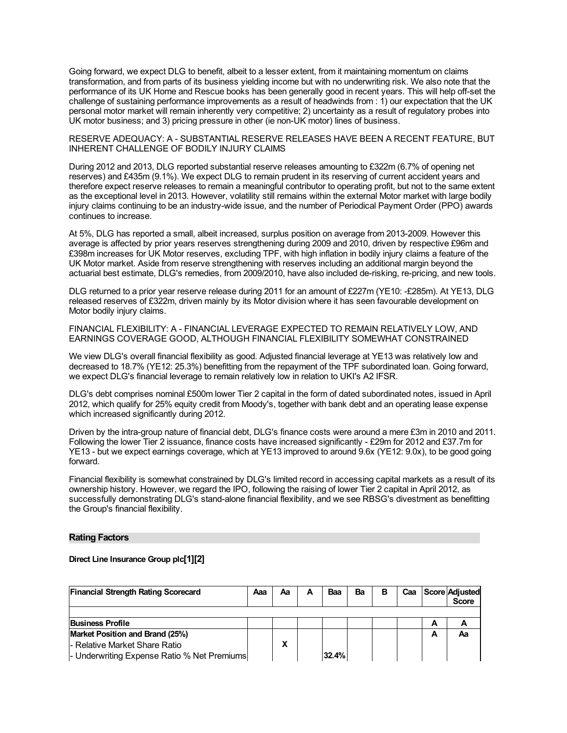Going forward, we expect DLG to benefit, albeit to a lesser extent, from it maintaining momentum on claims transformation, and from parts of its business yielding income but with no underwriting risk. We also note that the performance of its UK Home and Rescue books has been generally good in recent years. This will help off-set the challenge of sustaining performance improvements as a result of headwinds from : 1) our expectation that the UK personal motor market will remain inherently very competitive; 2) uncertainty as a result of regulatory probes into UK motor business; and 3) pricing pressure in other (ie non-UK motor) lines of business.

RESERVE ADEQUACY: A - SUBSTANTIAL RESERVE RELEASES HAVE BEEN A RECENT FEATURE, BUT INHERENT CHALLENGE OF BODILY INJURY CLAIMS

During 2012 and 2013, DLG reported substantial reserve releases amounting to £322m (6.7% of opening net reserves) and £435m (9.1%). We expect DLG to remain prudent in its reserving of current accident years and therefore expect reserve releases to remain a meaningful contributor to operating profit, but not to the same extent as the exceptional level in 2013. However, volatility still remains within the external Motor market with large bodily injury claims continuing to be an industry-wide issue, and the number of Periodical Payment Order (PPO) awards continues to increase.

At 5%, DLG has reported a small, albeit increased, surplus position on average from 2013-2009. However this average is affected by prior years reserves strengthening during 2009 and 2010, driven by respective £96m and £398m increases for UK Motor reserves, excluding TPF, with high inflation in bodily injury claims a feature of the UK Motor market. Aside from reserve strengthening with reserves including an additional margin beyond the actuarial best estimate, DLG's remedies, from 2009/2010, have also included de-risking, re-pricing, and new tools.

DLG returned to a prior year reserve release during 2011 for an amount of £227m (YE10: -£285m). At YE13, DLG released reserves of £322m, driven mainly by its Motor division where it has seen favourable development on Motor bodily injury claims.

FINANCIAL FLEXIBILITY: A - FINANCIAL LEVERAGE EXPECTED TO REMAIN RELATIVELY LOW, AND EARNINGS COVERAGE GOOD, ALTHOUGH FINANCIAL FLEXIBILITY SOMEWHAT CONSTRAINED

We view DLG's overall financial flexibility as good. Adjusted financial leverage at YE13 was relatively low and decreased to 18.7% (YE12: 25.3%) benefitting from the repayment of the TPF subordinated loan. Going forward, we expect DLG's financial leverage to remain relatively low in relation to UKI's A2 IFSR.

DLG's debt comprises nominal £500m lower Tier 2 capital in the form of dated subordinated notes, issued in April 2012, which qualify for 25% equity credit from Moody's, together with bank debt and an operating lease expense which increased significantly during 2012.

Driven by the intra-group nature of financial debt, DLG's finance costs were around a mere £3m in 2010 and 2011. Following the lower Tier 2 issuance, finance costs have increased significantly - £29m for 2012 and £37.7m for YE13 - but we expect earnings coverage, which at YE13 improved to around 9.6x (YE12: 9.0x), to be good going forward.

Financial flexibility is somewhat constrained by DLG's limited record in accessing capital markets as a result of its ownership history. However, we regard the IPO, following the raising of lower Tier 2 capital in April 2012, as successfully demonstrating DLG's stand-alone financial flexibility, and we see RBSG's divestment as benefitting the Group's financial flexibility.

## Rating Factors

**Direct Line Insurance Group plc[1][2]**

| Financial Strength Rating Scorecard | Aaa | Aa | A | Baa | Ba | B | Caa | Score | Adjusted Score |
|---|---|---|---|---|---|---|---|---|---|
| | | | | | | | | | |
| **Business Profile** | | | | | | | | **A** | **A** |
| **Market Position and Brand (25%)** | | | | | | | | **A** | **Aa** |
| - Relative Market Share Ratio | | X | | | | | | | |
| - Underwriting Expense Ratio % Net Premiums | | | | 32.4% | | | | | |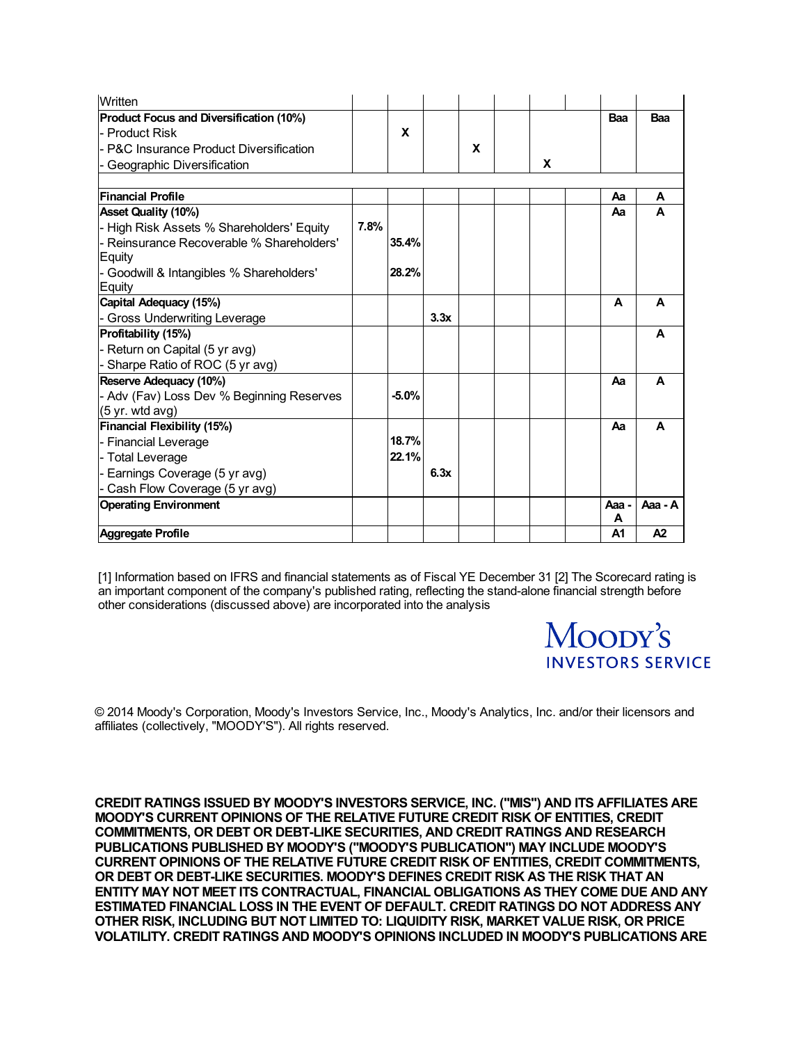| Written | | | | | | | | | |
|---|---|---|---|---|---|---|---|---|---|
| **Product Focus and Diversification (10%)** | | | | | | | | **Baa** | **Baa** |
| - Product Risk | | **X** | | | | | | | |
| - P&C Insurance Product Diversification | | | | **X** | | | | | |
| - Geographic Diversification | | | | | | **X** | | | |
| | | | | | | | | | |
| **Financial Profile** | | | | | | | | **Aa** | **A** |
| **Asset Quality (10%)** | | | | | | | | **Aa** | **A** |
| - High Risk Assets % Shareholders' Equity | **7.8%** | | | | | | | | |
| - Reinsurance Recoverable % Shareholders' Equity | | **35.4%** | | | | | | | |
| - Goodwill & Intangibles % Shareholders' Equity | | **28.2%** | | | | | | | |
| **Capital Adequacy (15%)** | | | | | | | | **A** | **A** |
| - Gross Underwriting Leverage | | | **3.3x** | | | | | | |
| **Profitability (15%)** | | | | | | | | | **A** |
| - Return on Capital (5 yr avg) | | | | | | | | | |
| - Sharpe Ratio of ROC (5 yr avg) | | | | | | | | | |
| **Reserve Adequacy (10%)** | | | | | | | | **Aa** | **A** |
| - Adv (Fav) Loss Dev % Beginning Reserves (5 yr. wtd avg) | | **-5.0%** | | | | | | | |
| **Financial Flexibility (15%)** | | | | | | | | **Aa** | **A** |
| - Financial Leverage | | **18.7%** | | | | | | | |
| - Total Leverage | | **22.1%** | | | | | | | |
| - Earnings Coverage (5 yr avg) | | | **6.3x** | | | | | | |
| - Cash Flow Coverage (5 yr avg) | | | | | | | | | |
| **Operating Environment** | | | | | | | | **Aaa - A** | **Aaa - A** |
| **Aggregate Profile** | | | | | | | | **A1** | **A2** |

[1] Information based on IFRS and financial statements as of Fiscal YE December 31 [2] The Scorecard rating is an important component of the company's published rating, reflecting the stand-alone financial strength before other considerations (discussed above) are incorporated into the analysis

MOODY'S INVESTORS SERVICE

© 2014 Moody's Corporation, Moody's Investors Service, Inc., Moody's Analytics, Inc. and/or their licensors and affiliates (collectively, "MOODY'S"). All rights reserved.

**CREDIT RATINGS ISSUED BY MOODY'S INVESTORS SERVICE, INC. ("MIS") AND ITS AFFILIATES ARE MOODY'S CURRENT OPINIONS OF THE RELATIVE FUTURE CREDIT RISK OF ENTITIES, CREDIT COMMITMENTS, OR DEBT OR DEBT-LIKE SECURITIES, AND CREDIT RATINGS AND RESEARCH PUBLICATIONS PUBLISHED BY MOODY'S ("MOODY'S PUBLICATION") MAY INCLUDE MOODY'S CURRENT OPINIONS OF THE RELATIVE FUTURE CREDIT RISK OF ENTITIES, CREDIT COMMITMENTS, OR DEBT OR DEBT-LIKE SECURITIES. MOODY'S DEFINES CREDIT RISK AS THE RISK THAT AN ENTITY MAY NOT MEET ITS CONTRACTUAL, FINANCIAL OBLIGATIONS AS THEY COME DUE AND ANY ESTIMATED FINANCIAL LOSS IN THE EVENT OF DEFAULT. CREDIT RATINGS DO NOT ADDRESS ANY OTHER RISK, INCLUDING BUT NOT LIMITED TO: LIQUIDITY RISK, MARKET VALUE RISK, OR PRICE VOLATILITY. CREDIT RATINGS AND MOODY'S OPINIONS INCLUDED IN MOODY'S PUBLICATIONS ARE**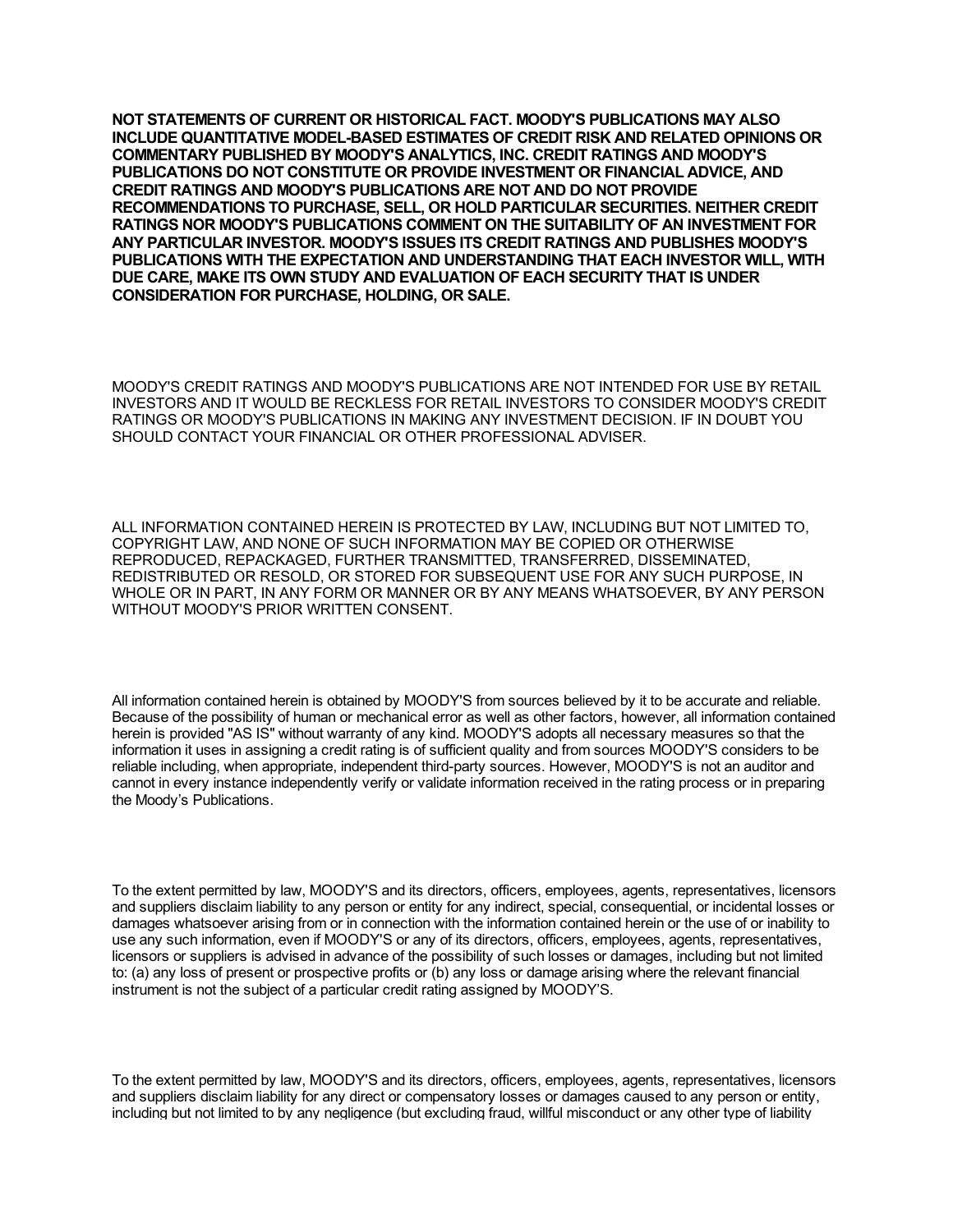**NOT STATEMENTS OF CURRENT OR HISTORICAL FACT. MOODY'S PUBLICATIONS MAY ALSO INCLUDE QUANTITATIVE MODEL-BASED ESTIMATES OF CREDIT RISK AND RELATED OPINIONS OR COMMENTARY PUBLISHED BY MOODY'S ANALYTICS, INC. CREDIT RATINGS AND MOODY'S PUBLICATIONS DO NOT CONSTITUTE OR PROVIDE INVESTMENT OR FINANCIAL ADVICE, AND CREDIT RATINGS AND MOODY'S PUBLICATIONS ARE NOT AND DO NOT PROVIDE RECOMMENDATIONS TO PURCHASE, SELL, OR HOLD PARTICULAR SECURITIES. NEITHER CREDIT RATINGS NOR MOODY'S PUBLICATIONS COMMENT ON THE SUITABILITY OF AN INVESTMENT FOR ANY PARTICULAR INVESTOR. MOODY'S ISSUES ITS CREDIT RATINGS AND PUBLISHES MOODY'S PUBLICATIONS WITH THE EXPECTATION AND UNDERSTANDING THAT EACH INVESTOR WILL, WITH DUE CARE, MAKE ITS OWN STUDY AND EVALUATION OF EACH SECURITY THAT IS UNDER CONSIDERATION FOR PURCHASE, HOLDING, OR SALE.**

MOODY'S CREDIT RATINGS AND MOODY'S PUBLICATIONS ARE NOT INTENDED FOR USE BY RETAIL INVESTORS AND IT WOULD BE RECKLESS FOR RETAIL INVESTORS TO CONSIDER MOODY'S CREDIT RATINGS OR MOODY'S PUBLICATIONS IN MAKING ANY INVESTMENT DECISION. IF IN DOUBT YOU SHOULD CONTACT YOUR FINANCIAL OR OTHER PROFESSIONAL ADVISER.

ALL INFORMATION CONTAINED HEREIN IS PROTECTED BY LAW, INCLUDING BUT NOT LIMITED TO, COPYRIGHT LAW, AND NONE OF SUCH INFORMATION MAY BE COPIED OR OTHERWISE REPRODUCED, REPACKAGED, FURTHER TRANSMITTED, TRANSFERRED, DISSEMINATED, REDISTRIBUTED OR RESOLD, OR STORED FOR SUBSEQUENT USE FOR ANY SUCH PURPOSE, IN WHOLE OR IN PART, IN ANY FORM OR MANNER OR BY ANY MEANS WHATSOEVER, BY ANY PERSON WITHOUT MOODY'S PRIOR WRITTEN CONSENT.

All information contained herein is obtained by MOODY'S from sources believed by it to be accurate and reliable. Because of the possibility of human or mechanical error as well as other factors, however, all information contained herein is provided "AS IS" without warranty of any kind. MOODY'S adopts all necessary measures so that the information it uses in assigning a credit rating is of sufficient quality and from sources MOODY'S considers to be reliable including, when appropriate, independent third-party sources. However, MOODY'S is not an auditor and cannot in every instance independently verify or validate information received in the rating process or in preparing the Moody's Publications.

To the extent permitted by law, MOODY'S and its directors, officers, employees, agents, representatives, licensors and suppliers disclaim liability to any person or entity for any indirect, special, consequential, or incidental losses or damages whatsoever arising from or in connection with the information contained herein or the use of or inability to use any such information, even if MOODY'S or any of its directors, officers, employees, agents, representatives, licensors or suppliers is advised in advance of the possibility of such losses or damages, including but not limited to: (a) any loss of present or prospective profits or (b) any loss or damage arising where the relevant financial instrument is not the subject of a particular credit rating assigned by MOODY'S.

To the extent permitted by law, MOODY'S and its directors, officers, employees, agents, representatives, licensors and suppliers disclaim liability for any direct or compensatory losses or damages caused to any person or entity, including but not limited to by any negligence (but excluding fraud, willful misconduct or any other type of liability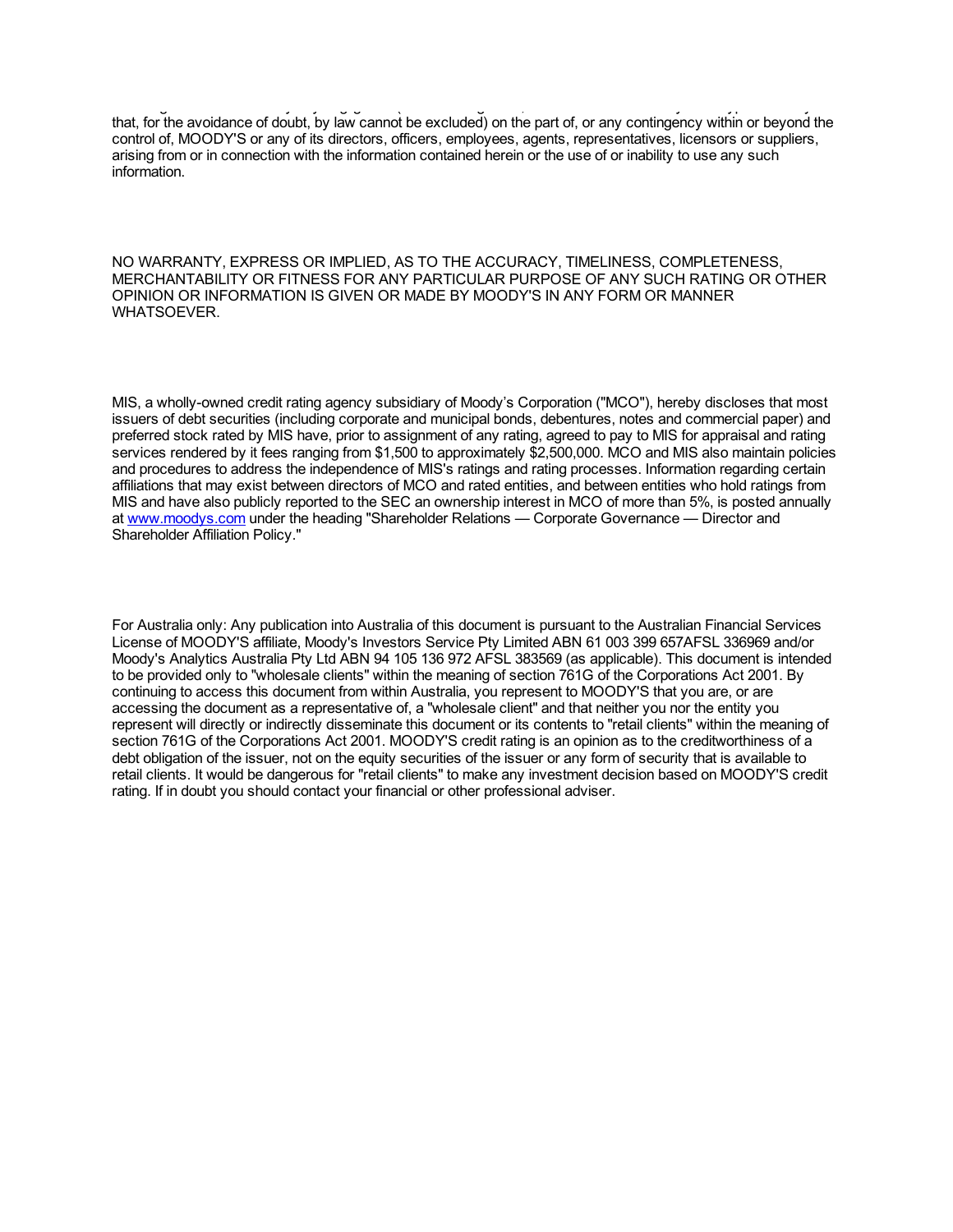that, for the avoidance of doubt, by law cannot be excluded) on the part of, or any contingency within or beyond the control of, MOODY'S or any of its directors, officers, employees, agents, representatives, licensors or suppliers, arising from or in connection with the information contained herein or the use of or inability to use any such information.

NO WARRANTY, EXPRESS OR IMPLIED, AS TO THE ACCURACY, TIMELINESS, COMPLETENESS, MERCHANTABILITY OR FITNESS FOR ANY PARTICULAR PURPOSE OF ANY SUCH RATING OR OTHER OPINION OR INFORMATION IS GIVEN OR MADE BY MOODY'S IN ANY FORM OR MANNER WHATSOEVER.

MIS, a wholly-owned credit rating agency subsidiary of Moody's Corporation ("MCO"), hereby discloses that most issuers of debt securities (including corporate and municipal bonds, debentures, notes and commercial paper) and preferred stock rated by MIS have, prior to assignment of any rating, agreed to pay to MIS for appraisal and rating services rendered by it fees ranging from $1,500 to approximately $2,500,000. MCO and MIS also maintain policies and procedures to address the independence of MIS's ratings and rating processes. Information regarding certain affiliations that may exist between directors of MCO and rated entities, and between entities who hold ratings from MIS and have also publicly reported to the SEC an ownership interest in MCO of more than 5%, is posted annually at [www.moodys.com](http://www.moodys.com) under the heading "Shareholder Relations — Corporate Governance — Director and Shareholder Affiliation Policy."

For Australia only: Any publication into Australia of this document is pursuant to the Australian Financial Services License of MOODY'S affiliate, Moody's Investors Service Pty Limited ABN 61 003 399 657AFSL 336969 and/or Moody's Analytics Australia Pty Ltd ABN 94 105 136 972 AFSL 383569 (as applicable). This document is intended to be provided only to "wholesale clients" within the meaning of section 761G of the Corporations Act 2001. By continuing to access this document from within Australia, you represent to MOODY'S that you are, or are accessing the document as a representative of, a "wholesale client" and that neither you nor the entity you represent will directly or indirectly disseminate this document or its contents to "retail clients" within the meaning of section 761G of the Corporations Act 2001. MOODY'S credit rating is an opinion as to the creditworthiness of a debt obligation of the issuer, not on the equity securities of the issuer or any form of security that is available to retail clients. It would be dangerous for "retail clients" to make any investment decision based on MOODY'S credit rating. If in doubt you should contact your financial or other professional adviser.